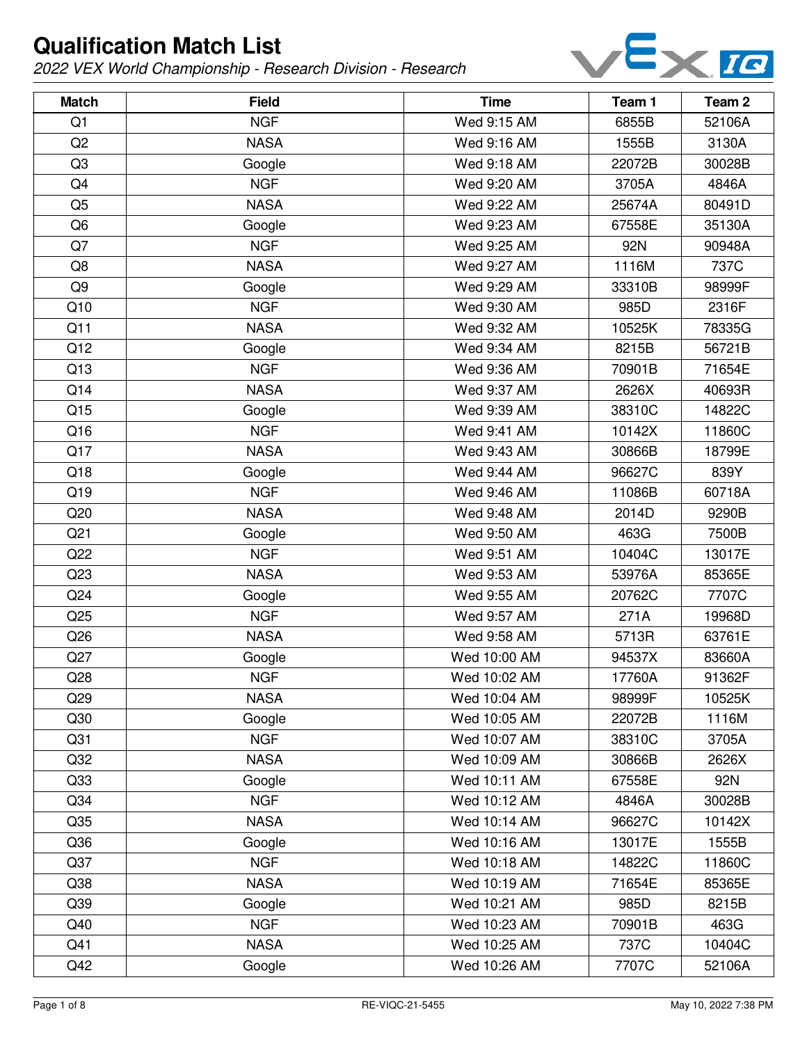# Qualification Match List

*2022 VEX World Championship - Research Division - Research*

| Match | Field | Time | Team 1 | Team 2 |
|---|---|---|---|---|
| Q1 | NGF | Wed 9:15 AM | 6855B | 52106A |
| Q2 | NASA | Wed 9:16 AM | 1555B | 3130A |
| Q3 | Google | Wed 9:18 AM | 22072B | 30028B |
| Q4 | NGF | Wed 9:20 AM | 3705A | 4846A |
| Q5 | NASA | Wed 9:22 AM | 25674A | 80491D |
| Q6 | Google | Wed 9:23 AM | 67558E | 35130A |
| Q7 | NGF | Wed 9:25 AM | 92N | 90948A |
| Q8 | NASA | Wed 9:27 AM | 1116M | 737C |
| Q9 | Google | Wed 9:29 AM | 33310B | 98999F |
| Q10 | NGF | Wed 9:30 AM | 985D | 2316F |
| Q11 | NASA | Wed 9:32 AM | 10525K | 78335G |
| Q12 | Google | Wed 9:34 AM | 8215B | 56721B |
| Q13 | NGF | Wed 9:36 AM | 70901B | 71654E |
| Q14 | NASA | Wed 9:37 AM | 2626X | 40693R |
| Q15 | Google | Wed 9:39 AM | 38310C | 14822C |
| Q16 | NGF | Wed 9:41 AM | 10142X | 11860C |
| Q17 | NASA | Wed 9:43 AM | 30866B | 18799E |
| Q18 | Google | Wed 9:44 AM | 96627C | 839Y |
| Q19 | NGF | Wed 9:46 AM | 11086B | 60718A |
| Q20 | NASA | Wed 9:48 AM | 2014D | 9290B |
| Q21 | Google | Wed 9:50 AM | 463G | 7500B |
| Q22 | NGF | Wed 9:51 AM | 10404C | 13017E |
| Q23 | NASA | Wed 9:53 AM | 53976A | 85365E |
| Q24 | Google | Wed 9:55 AM | 20762C | 7707C |
| Q25 | NGF | Wed 9:57 AM | 271A | 19968D |
| Q26 | NASA | Wed 9:58 AM | 5713R | 63761E |
| Q27 | Google | Wed 10:00 AM | 94537X | 83660A |
| Q28 | NGF | Wed 10:02 AM | 17760A | 91362F |
| Q29 | NASA | Wed 10:04 AM | 98999F | 10525K |
| Q30 | Google | Wed 10:05 AM | 22072B | 1116M |
| Q31 | NGF | Wed 10:07 AM | 38310C | 3705A |
| Q32 | NASA | Wed 10:09 AM | 30866B | 2626X |
| Q33 | Google | Wed 10:11 AM | 67558E | 92N |
| Q34 | NGF | Wed 10:12 AM | 4846A | 30028B |
| Q35 | NASA | Wed 10:14 AM | 96627C | 10142X |
| Q36 | Google | Wed 10:16 AM | 13017E | 1555B |
| Q37 | NGF | Wed 10:18 AM | 14822C | 11860C |
| Q38 | NASA | Wed 10:19 AM | 71654E | 85365E |
| Q39 | Google | Wed 10:21 AM | 985D | 8215B |
| Q40 | NGF | Wed 10:23 AM | 70901B | 463G |
| Q41 | NASA | Wed 10:25 AM | 737C | 10404C |
| Q42 | Google | Wed 10:26 AM | 7707C | 52106A |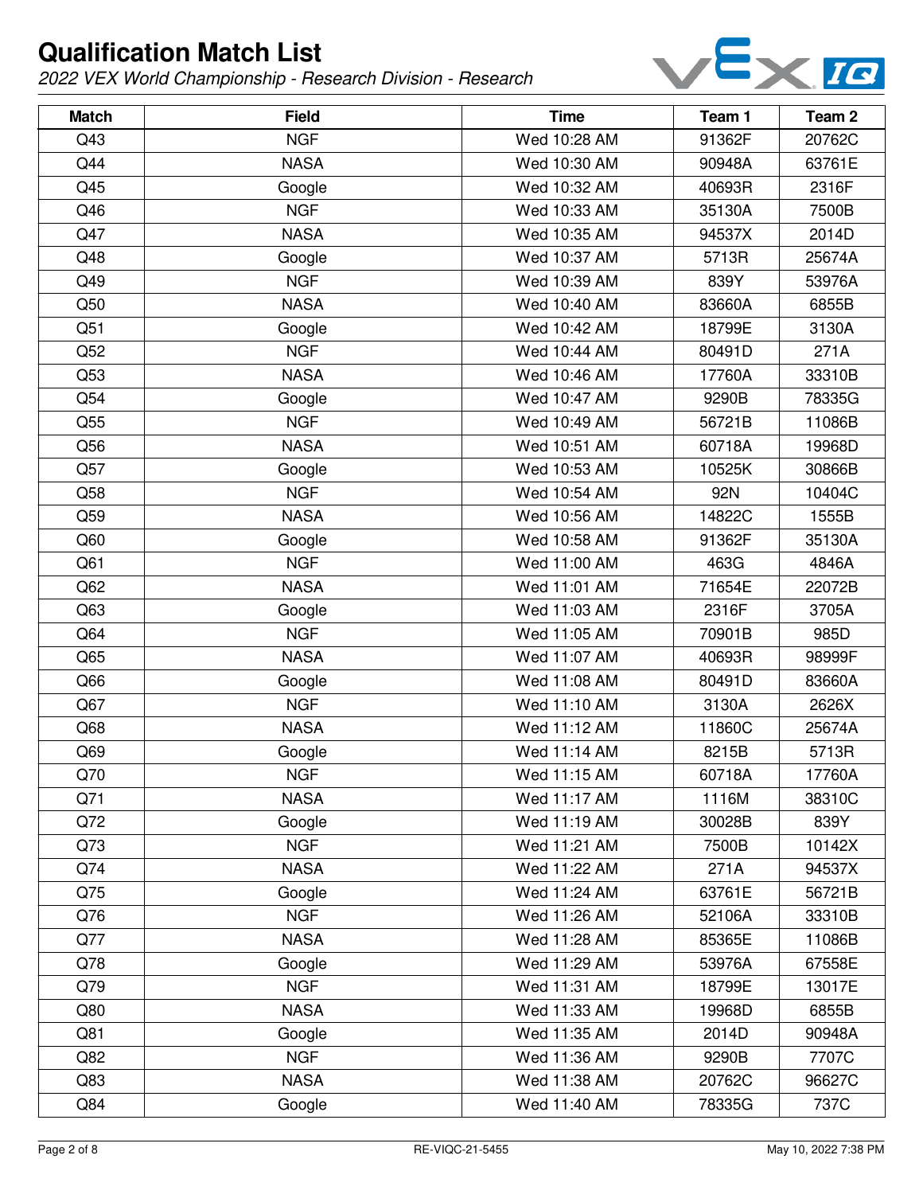# Qualification Match List

*2022 VEX World Championship - Research Division - Research*

| Match | Field | Time | Team 1 | Team 2 |
|---|---|---|---|---|
| Q43 | NGF | Wed 10:28 AM | 91362F | 20762C |
| Q44 | NASA | Wed 10:30 AM | 90948A | 63761E |
| Q45 | Google | Wed 10:32 AM | 40693R | 2316F |
| Q46 | NGF | Wed 10:33 AM | 35130A | 7500B |
| Q47 | NASA | Wed 10:35 AM | 94537X | 2014D |
| Q48 | Google | Wed 10:37 AM | 5713R | 25674A |
| Q49 | NGF | Wed 10:39 AM | 839Y | 53976A |
| Q50 | NASA | Wed 10:40 AM | 83660A | 6855B |
| Q51 | Google | Wed 10:42 AM | 18799E | 3130A |
| Q52 | NGF | Wed 10:44 AM | 80491D | 271A |
| Q53 | NASA | Wed 10:46 AM | 17760A | 33310B |
| Q54 | Google | Wed 10:47 AM | 9290B | 78335G |
| Q55 | NGF | Wed 10:49 AM | 56721B | 11086B |
| Q56 | NASA | Wed 10:51 AM | 60718A | 19968D |
| Q57 | Google | Wed 10:53 AM | 10525K | 30866B |
| Q58 | NGF | Wed 10:54 AM | 92N | 10404C |
| Q59 | NASA | Wed 10:56 AM | 14822C | 1555B |
| Q60 | Google | Wed 10:58 AM | 91362F | 35130A |
| Q61 | NGF | Wed 11:00 AM | 463G | 4846A |
| Q62 | NASA | Wed 11:01 AM | 71654E | 22072B |
| Q63 | Google | Wed 11:03 AM | 2316F | 3705A |
| Q64 | NGF | Wed 11:05 AM | 70901B | 985D |
| Q65 | NASA | Wed 11:07 AM | 40693R | 98999F |
| Q66 | Google | Wed 11:08 AM | 80491D | 83660A |
| Q67 | NGF | Wed 11:10 AM | 3130A | 2626X |
| Q68 | NASA | Wed 11:12 AM | 11860C | 25674A |
| Q69 | Google | Wed 11:14 AM | 8215B | 5713R |
| Q70 | NGF | Wed 11:15 AM | 60718A | 17760A |
| Q71 | NASA | Wed 11:17 AM | 1116M | 38310C |
| Q72 | Google | Wed 11:19 AM | 30028B | 839Y |
| Q73 | NGF | Wed 11:21 AM | 7500B | 10142X |
| Q74 | NASA | Wed 11:22 AM | 271A | 94537X |
| Q75 | Google | Wed 11:24 AM | 63761E | 56721B |
| Q76 | NGF | Wed 11:26 AM | 52106A | 33310B |
| Q77 | NASA | Wed 11:28 AM | 85365E | 11086B |
| Q78 | Google | Wed 11:29 AM | 53976A | 67558E |
| Q79 | NGF | Wed 11:31 AM | 18799E | 13017E |
| Q80 | NASA | Wed 11:33 AM | 19968D | 6855B |
| Q81 | Google | Wed 11:35 AM | 2014D | 90948A |
| Q82 | NGF | Wed 11:36 AM | 9290B | 7707C |
| Q83 | NASA | Wed 11:38 AM | 20762C | 96627C |
| Q84 | Google | Wed 11:40 AM | 78335G | 737C |

RE-VIQC-21-5455

May 10, 2022 7:38 PM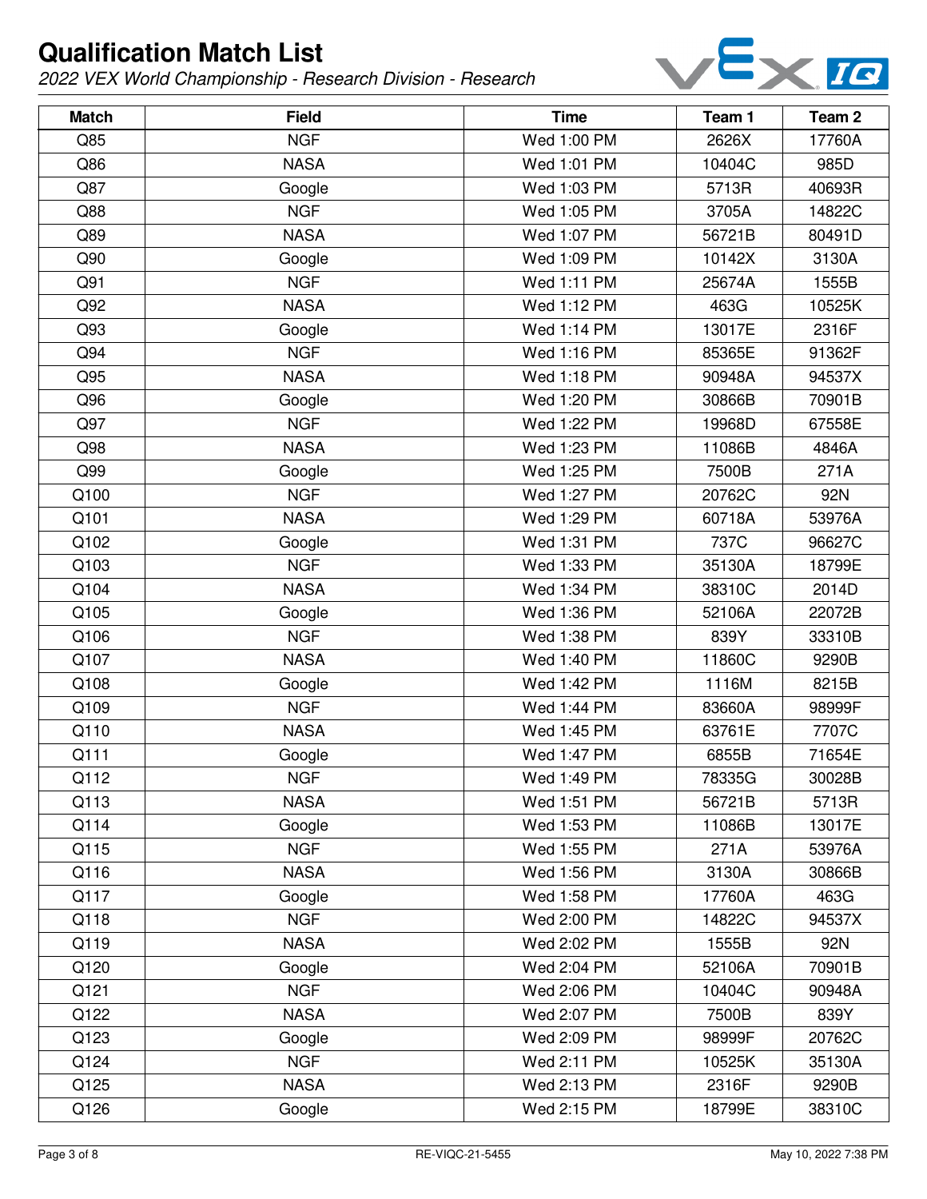# Qualification Match List

*2022 VEX World Championship - Research Division - Research*

| Match | Field | Time | Team 1 | Team 2 |
|---|---|---|---|---|
| Q85 | NGF | Wed 1:00 PM | 2626X | 17760A |
| Q86 | NASA | Wed 1:01 PM | 10404C | 985D |
| Q87 | Google | Wed 1:03 PM | 5713R | 40693R |
| Q88 | NGF | Wed 1:05 PM | 3705A | 14822C |
| Q89 | NASA | Wed 1:07 PM | 56721B | 80491D |
| Q90 | Google | Wed 1:09 PM | 10142X | 3130A |
| Q91 | NGF | Wed 1:11 PM | 25674A | 1555B |
| Q92 | NASA | Wed 1:12 PM | 463G | 10525K |
| Q93 | Google | Wed 1:14 PM | 13017E | 2316F |
| Q94 | NGF | Wed 1:16 PM | 85365E | 91362F |
| Q95 | NASA | Wed 1:18 PM | 90948A | 94537X |
| Q96 | Google | Wed 1:20 PM | 30866B | 70901B |
| Q97 | NGF | Wed 1:22 PM | 19968D | 67558E |
| Q98 | NASA | Wed 1:23 PM | 11086B | 4846A |
| Q99 | Google | Wed 1:25 PM | 7500B | 271A |
| Q100 | NGF | Wed 1:27 PM | 20762C | 92N |
| Q101 | NASA | Wed 1:29 PM | 60718A | 53976A |
| Q102 | Google | Wed 1:31 PM | 737C | 96627C |
| Q103 | NGF | Wed 1:33 PM | 35130A | 18799E |
| Q104 | NASA | Wed 1:34 PM | 38310C | 2014D |
| Q105 | Google | Wed 1:36 PM | 52106A | 22072B |
| Q106 | NGF | Wed 1:38 PM | 839Y | 33310B |
| Q107 | NASA | Wed 1:40 PM | 11860C | 9290B |
| Q108 | Google | Wed 1:42 PM | 1116M | 8215B |
| Q109 | NGF | Wed 1:44 PM | 83660A | 98999F |
| Q110 | NASA | Wed 1:45 PM | 63761E | 7707C |
| Q111 | Google | Wed 1:47 PM | 6855B | 71654E |
| Q112 | NGF | Wed 1:49 PM | 78335G | 30028B |
| Q113 | NASA | Wed 1:51 PM | 56721B | 5713R |
| Q114 | Google | Wed 1:53 PM | 11086B | 13017E |
| Q115 | NGF | Wed 1:55 PM | 271A | 53976A |
| Q116 | NASA | Wed 1:56 PM | 3130A | 30866B |
| Q117 | Google | Wed 1:58 PM | 17760A | 463G |
| Q118 | NGF | Wed 2:00 PM | 14822C | 94537X |
| Q119 | NASA | Wed 2:02 PM | 1555B | 92N |
| Q120 | Google | Wed 2:04 PM | 52106A | 70901B |
| Q121 | NGF | Wed 2:06 PM | 10404C | 90948A |
| Q122 | NASA | Wed 2:07 PM | 7500B | 839Y |
| Q123 | Google | Wed 2:09 PM | 98999F | 20762C |
| Q124 | NGF | Wed 2:11 PM | 10525K | 35130A |
| Q125 | NASA | Wed 2:13 PM | 2316F | 9290B |
| Q126 | Google | Wed 2:15 PM | 18799E | 38310C |

RE-VIQC-21-5455

May 10, 2022 7:38 PM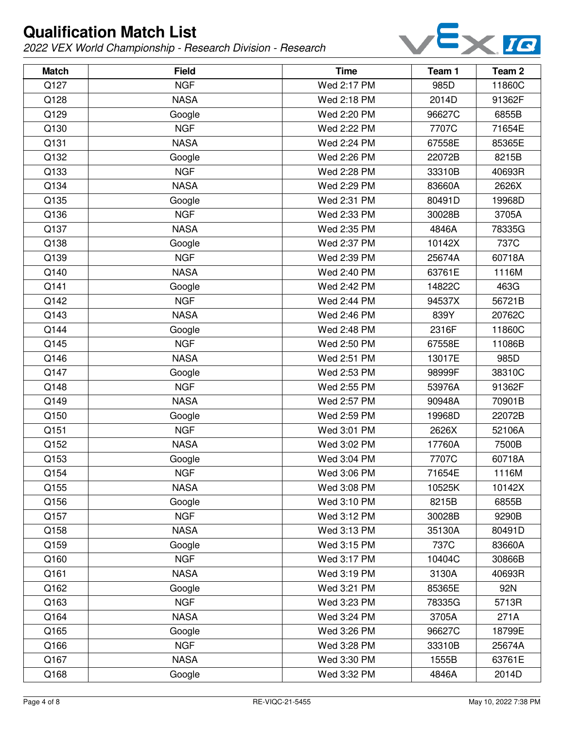# Qualification Match List

*2022 VEX World Championship - Research Division - Research*

| Match | Field | Time | Team 1 | Team 2 |
|---|---|---|---|---|
| Q127 | NGF | Wed 2:17 PM | 985D | 11860C |
| Q128 | NASA | Wed 2:18 PM | 2014D | 91362F |
| Q129 | Google | Wed 2:20 PM | 96627C | 6855B |
| Q130 | NGF | Wed 2:22 PM | 7707C | 71654E |
| Q131 | NASA | Wed 2:24 PM | 67558E | 85365E |
| Q132 | Google | Wed 2:26 PM | 22072B | 8215B |
| Q133 | NGF | Wed 2:28 PM | 33310B | 40693R |
| Q134 | NASA | Wed 2:29 PM | 83660A | 2626X |
| Q135 | Google | Wed 2:31 PM | 80491D | 19968D |
| Q136 | NGF | Wed 2:33 PM | 30028B | 3705A |
| Q137 | NASA | Wed 2:35 PM | 4846A | 78335G |
| Q138 | Google | Wed 2:37 PM | 10142X | 737C |
| Q139 | NGF | Wed 2:39 PM | 25674A | 60718A |
| Q140 | NASA | Wed 2:40 PM | 63761E | 1116M |
| Q141 | Google | Wed 2:42 PM | 14822C | 463G |
| Q142 | NGF | Wed 2:44 PM | 94537X | 56721B |
| Q143 | NASA | Wed 2:46 PM | 839Y | 20762C |
| Q144 | Google | Wed 2:48 PM | 2316F | 11860C |
| Q145 | NGF | Wed 2:50 PM | 67558E | 11086B |
| Q146 | NASA | Wed 2:51 PM | 13017E | 985D |
| Q147 | Google | Wed 2:53 PM | 98999F | 38310C |
| Q148 | NGF | Wed 2:55 PM | 53976A | 91362F |
| Q149 | NASA | Wed 2:57 PM | 90948A | 70901B |
| Q150 | Google | Wed 2:59 PM | 19968D | 22072B |
| Q151 | NGF | Wed 3:01 PM | 2626X | 52106A |
| Q152 | NASA | Wed 3:02 PM | 17760A | 7500B |
| Q153 | Google | Wed 3:04 PM | 7707C | 60718A |
| Q154 | NGF | Wed 3:06 PM | 71654E | 1116M |
| Q155 | NASA | Wed 3:08 PM | 10525K | 10142X |
| Q156 | Google | Wed 3:10 PM | 8215B | 6855B |
| Q157 | NGF | Wed 3:12 PM | 30028B | 9290B |
| Q158 | NASA | Wed 3:13 PM | 35130A | 80491D |
| Q159 | Google | Wed 3:15 PM | 737C | 83660A |
| Q160 | NGF | Wed 3:17 PM | 10404C | 30866B |
| Q161 | NASA | Wed 3:19 PM | 3130A | 40693R |
| Q162 | Google | Wed 3:21 PM | 85365E | 92N |
| Q163 | NGF | Wed 3:23 PM | 78335G | 5713R |
| Q164 | NASA | Wed 3:24 PM | 3705A | 271A |
| Q165 | Google | Wed 3:26 PM | 96627C | 18799E |
| Q166 | NGF | Wed 3:28 PM | 33310B | 25674A |
| Q167 | NASA | Wed 3:30 PM | 1555B | 63761E |
| Q168 | Google | Wed 3:32 PM | 4846A | 2014D |

RE-VIQC-21-5455 May 10, 2022 7:38 PM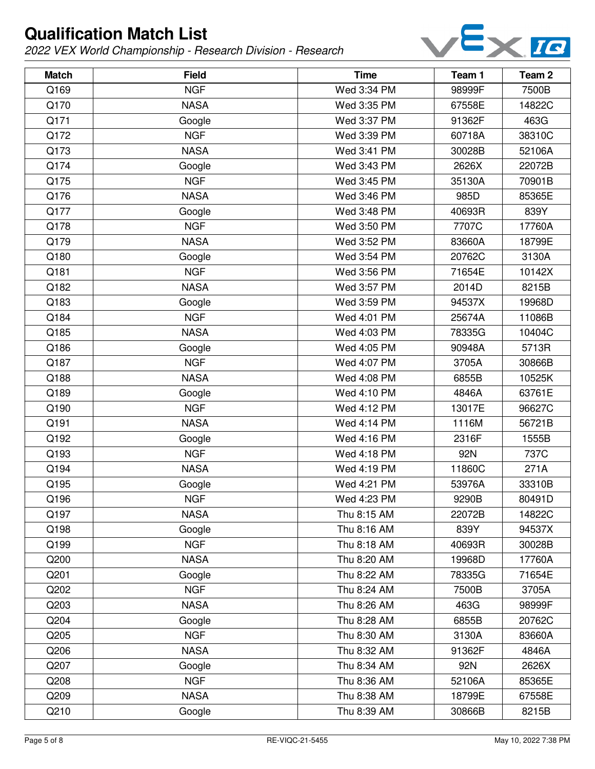# Qualification Match List

*2022 VEX World Championship - Research Division - Research*

| Match | Field | Time | Team 1 | Team 2 |
|---|---|---|---|---|
| Q169 | NGF | Wed 3:34 PM | 98999F | 7500B |
| Q170 | NASA | Wed 3:35 PM | 67558E | 14822C |
| Q171 | Google | Wed 3:37 PM | 91362F | 463G |
| Q172 | NGF | Wed 3:39 PM | 60718A | 38310C |
| Q173 | NASA | Wed 3:41 PM | 30028B | 52106A |
| Q174 | Google | Wed 3:43 PM | 2626X | 22072B |
| Q175 | NGF | Wed 3:45 PM | 35130A | 70901B |
| Q176 | NASA | Wed 3:46 PM | 985D | 85365E |
| Q177 | Google | Wed 3:48 PM | 40693R | 839Y |
| Q178 | NGF | Wed 3:50 PM | 7707C | 17760A |
| Q179 | NASA | Wed 3:52 PM | 83660A | 18799E |
| Q180 | Google | Wed 3:54 PM | 20762C | 3130A |
| Q181 | NGF | Wed 3:56 PM | 71654E | 10142X |
| Q182 | NASA | Wed 3:57 PM | 2014D | 8215B |
| Q183 | Google | Wed 3:59 PM | 94537X | 19968D |
| Q184 | NGF | Wed 4:01 PM | 25674A | 11086B |
| Q185 | NASA | Wed 4:03 PM | 78335G | 10404C |
| Q186 | Google | Wed 4:05 PM | 90948A | 5713R |
| Q187 | NGF | Wed 4:07 PM | 3705A | 30866B |
| Q188 | NASA | Wed 4:08 PM | 6855B | 10525K |
| Q189 | Google | Wed 4:10 PM | 4846A | 63761E |
| Q190 | NGF | Wed 4:12 PM | 13017E | 96627C |
| Q191 | NASA | Wed 4:14 PM | 1116M | 56721B |
| Q192 | Google | Wed 4:16 PM | 2316F | 1555B |
| Q193 | NGF | Wed 4:18 PM | 92N | 737C |
| Q194 | NASA | Wed 4:19 PM | 11860C | 271A |
| Q195 | Google | Wed 4:21 PM | 53976A | 33310B |
| Q196 | NGF | Wed 4:23 PM | 9290B | 80491D |
| Q197 | NASA | Thu 8:15 AM | 22072B | 14822C |
| Q198 | Google | Thu 8:16 AM | 839Y | 94537X |
| Q199 | NGF | Thu 8:18 AM | 40693R | 30028B |
| Q200 | NASA | Thu 8:20 AM | 19968D | 17760A |
| Q201 | Google | Thu 8:22 AM | 78335G | 71654E |
| Q202 | NGF | Thu 8:24 AM | 7500B | 3705A |
| Q203 | NASA | Thu 8:26 AM | 463G | 98999F |
| Q204 | Google | Thu 8:28 AM | 6855B | 20762C |
| Q205 | NGF | Thu 8:30 AM | 3130A | 83660A |
| Q206 | NASA | Thu 8:32 AM | 91362F | 4846A |
| Q207 | Google | Thu 8:34 AM | 92N | 2626X |
| Q208 | NGF | Thu 8:36 AM | 52106A | 85365E |
| Q209 | NASA | Thu 8:38 AM | 18799E | 67558E |
| Q210 | Google | Thu 8:39 AM | 30866B | 8215B |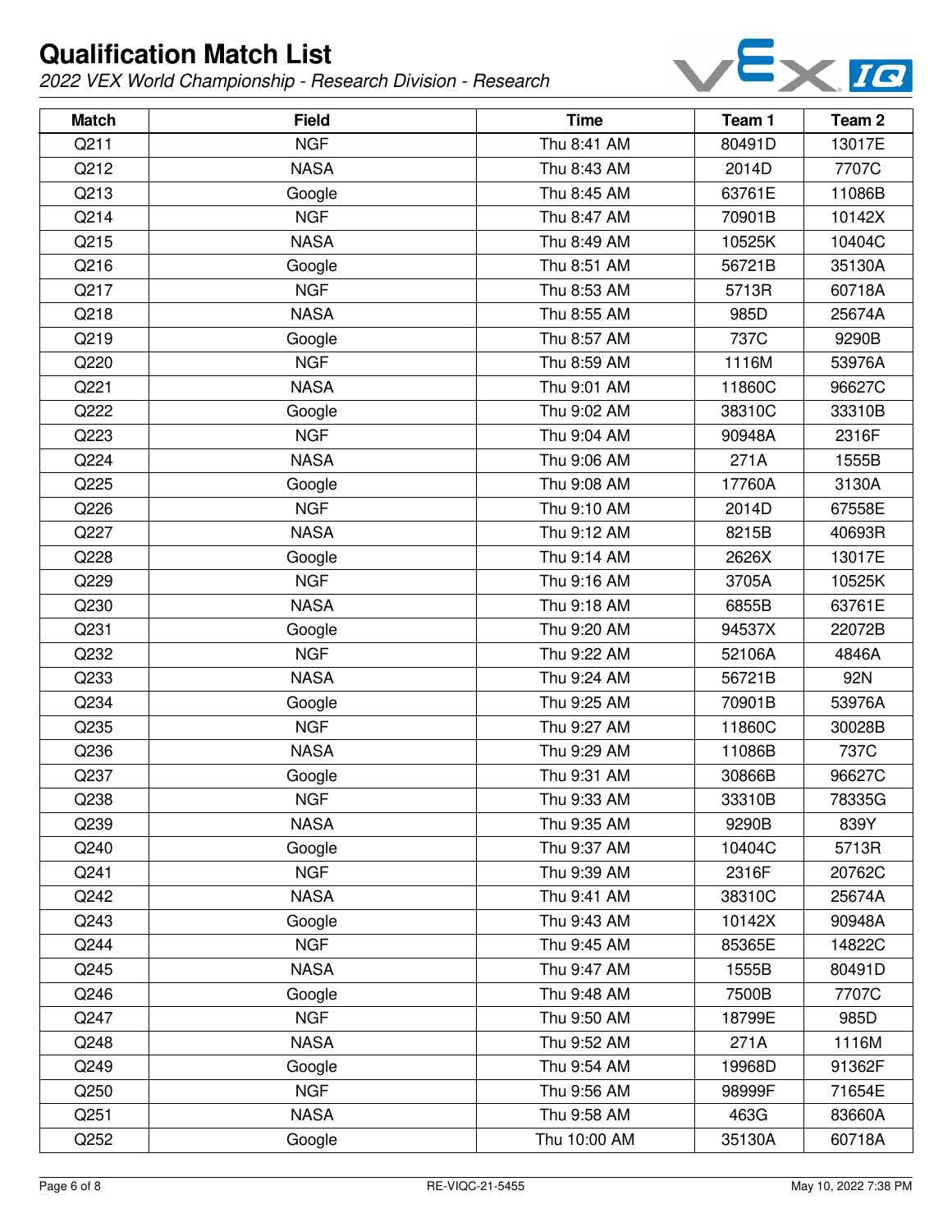# Qualification Match List

*2022 VEX World Championship - Research Division - Research*

| Match | Field | Time | Team 1 | Team 2 |
|---|---|---|---|---|
| Q211 | NGF | Thu 8:41 AM | 80491D | 13017E |
| Q212 | NASA | Thu 8:43 AM | 2014D | 7707C |
| Q213 | Google | Thu 8:45 AM | 63761E | 11086B |
| Q214 | NGF | Thu 8:47 AM | 70901B | 10142X |
| Q215 | NASA | Thu 8:49 AM | 10525K | 10404C |
| Q216 | Google | Thu 8:51 AM | 56721B | 35130A |
| Q217 | NGF | Thu 8:53 AM | 5713R | 60718A |
| Q218 | NASA | Thu 8:55 AM | 985D | 25674A |
| Q219 | Google | Thu 8:57 AM | 737C | 9290B |
| Q220 | NGF | Thu 8:59 AM | 1116M | 53976A |
| Q221 | NASA | Thu 9:01 AM | 11860C | 96627C |
| Q222 | Google | Thu 9:02 AM | 38310C | 33310B |
| Q223 | NGF | Thu 9:04 AM | 90948A | 2316F |
| Q224 | NASA | Thu 9:06 AM | 271A | 1555B |
| Q225 | Google | Thu 9:08 AM | 17760A | 3130A |
| Q226 | NGF | Thu 9:10 AM | 2014D | 67558E |
| Q227 | NASA | Thu 9:12 AM | 8215B | 40693R |
| Q228 | Google | Thu 9:14 AM | 2626X | 13017E |
| Q229 | NGF | Thu 9:16 AM | 3705A | 10525K |
| Q230 | NASA | Thu 9:18 AM | 6855B | 63761E |
| Q231 | Google | Thu 9:20 AM | 94537X | 22072B |
| Q232 | NGF | Thu 9:22 AM | 52106A | 4846A |
| Q233 | NASA | Thu 9:24 AM | 56721B | 92N |
| Q234 | Google | Thu 9:25 AM | 70901B | 53976A |
| Q235 | NGF | Thu 9:27 AM | 11860C | 30028B |
| Q236 | NASA | Thu 9:29 AM | 11086B | 737C |
| Q237 | Google | Thu 9:31 AM | 30866B | 96627C |
| Q238 | NGF | Thu 9:33 AM | 33310B | 78335G |
| Q239 | NASA | Thu 9:35 AM | 9290B | 839Y |
| Q240 | Google | Thu 9:37 AM | 10404C | 5713R |
| Q241 | NGF | Thu 9:39 AM | 2316F | 20762C |
| Q242 | NASA | Thu 9:41 AM | 38310C | 25674A |
| Q243 | Google | Thu 9:43 AM | 10142X | 90948A |
| Q244 | NGF | Thu 9:45 AM | 85365E | 14822C |
| Q245 | NASA | Thu 9:47 AM | 1555B | 80491D |
| Q246 | Google | Thu 9:48 AM | 7500B | 7707C |
| Q247 | NGF | Thu 9:50 AM | 18799E | 985D |
| Q248 | NASA | Thu 9:52 AM | 271A | 1116M |
| Q249 | Google | Thu 9:54 AM | 19968D | 91362F |
| Q250 | NGF | Thu 9:56 AM | 98999F | 71654E |
| Q251 | NASA | Thu 9:58 AM | 463G | 83660A |
| Q252 | Google | Thu 10:00 AM | 35130A | 60718A |

RE-VIQC-21-5455 May 10, 2022 7:38 PM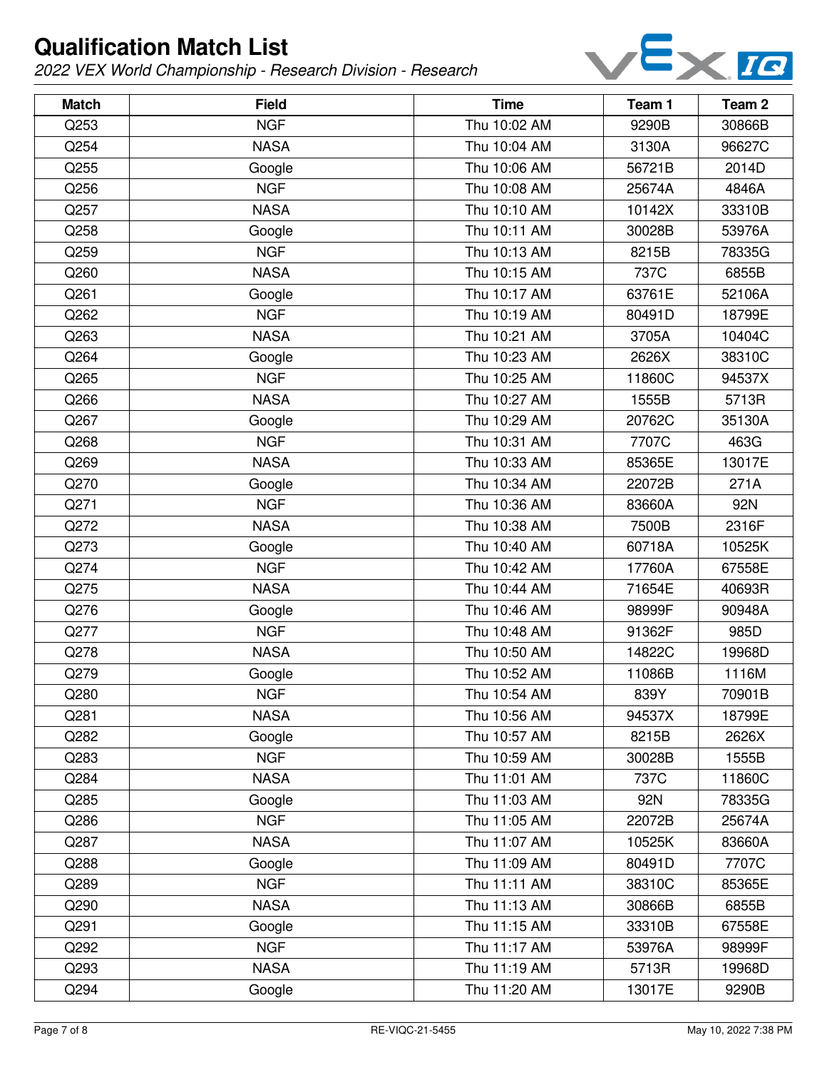# Qualification Match List

*2022 VEX World Championship - Research Division - Research*

| Match | Field | Time | Team 1 | Team 2 |
|---|---|---|---|---|
| Q253 | NGF | Thu 10:02 AM | 9290B | 30866B |
| Q254 | NASA | Thu 10:04 AM | 3130A | 96627C |
| Q255 | Google | Thu 10:06 AM | 56721B | 2014D |
| Q256 | NGF | Thu 10:08 AM | 25674A | 4846A |
| Q257 | NASA | Thu 10:10 AM | 10142X | 33310B |
| Q258 | Google | Thu 10:11 AM | 30028B | 53976A |
| Q259 | NGF | Thu 10:13 AM | 8215B | 78335G |
| Q260 | NASA | Thu 10:15 AM | 737C | 6855B |
| Q261 | Google | Thu 10:17 AM | 63761E | 52106A |
| Q262 | NGF | Thu 10:19 AM | 80491D | 18799E |
| Q263 | NASA | Thu 10:21 AM | 3705A | 10404C |
| Q264 | Google | Thu 10:23 AM | 2626X | 38310C |
| Q265 | NGF | Thu 10:25 AM | 11860C | 94537X |
| Q266 | NASA | Thu 10:27 AM | 1555B | 5713R |
| Q267 | Google | Thu 10:29 AM | 20762C | 35130A |
| Q268 | NGF | Thu 10:31 AM | 7707C | 463G |
| Q269 | NASA | Thu 10:33 AM | 85365E | 13017E |
| Q270 | Google | Thu 10:34 AM | 22072B | 271A |
| Q271 | NGF | Thu 10:36 AM | 83660A | 92N |
| Q272 | NASA | Thu 10:38 AM | 7500B | 2316F |
| Q273 | Google | Thu 10:40 AM | 60718A | 10525K |
| Q274 | NGF | Thu 10:42 AM | 17760A | 67558E |
| Q275 | NASA | Thu 10:44 AM | 71654E | 40693R |
| Q276 | Google | Thu 10:46 AM | 98999F | 90948A |
| Q277 | NGF | Thu 10:48 AM | 91362F | 985D |
| Q278 | NASA | Thu 10:50 AM | 14822C | 19968D |
| Q279 | Google | Thu 10:52 AM | 11086B | 1116M |
| Q280 | NGF | Thu 10:54 AM | 839Y | 70901B |
| Q281 | NASA | Thu 10:56 AM | 94537X | 18799E |
| Q282 | Google | Thu 10:57 AM | 8215B | 2626X |
| Q283 | NGF | Thu 10:59 AM | 30028B | 1555B |
| Q284 | NASA | Thu 11:01 AM | 737C | 11860C |
| Q285 | Google | Thu 11:03 AM | 92N | 78335G |
| Q286 | NGF | Thu 11:05 AM | 22072B | 25674A |
| Q287 | NASA | Thu 11:07 AM | 10525K | 83660A |
| Q288 | Google | Thu 11:09 AM | 80491D | 7707C |
| Q289 | NGF | Thu 11:11 AM | 38310C | 85365E |
| Q290 | NASA | Thu 11:13 AM | 30866B | 6855B |
| Q291 | Google | Thu 11:15 AM | 33310B | 67558E |
| Q292 | NGF | Thu 11:17 AM | 53976A | 98999F |
| Q293 | NASA | Thu 11:19 AM | 5713R | 19968D |
| Q294 | Google | Thu 11:20 AM | 13017E | 9290B |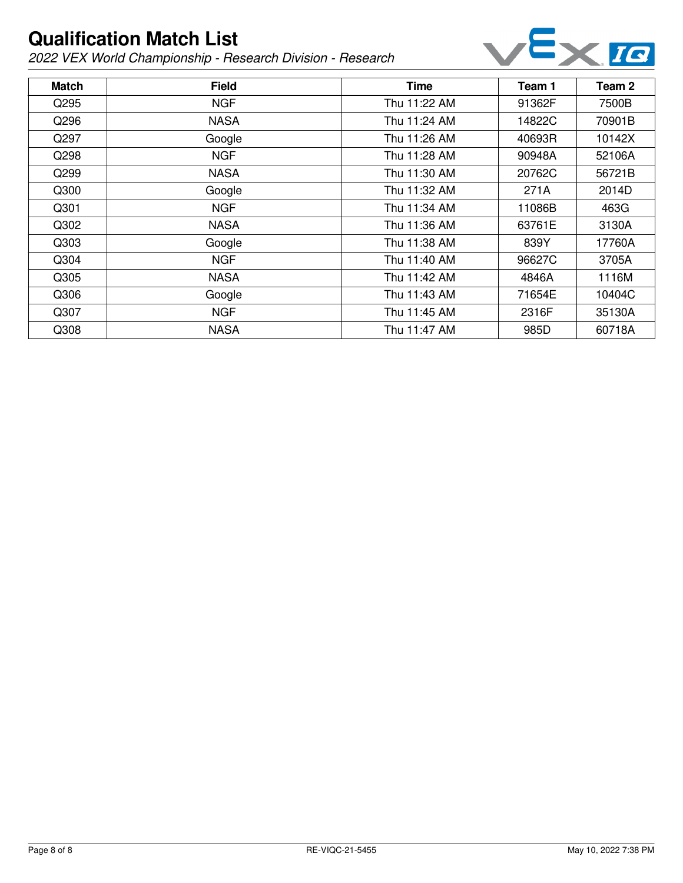# Qualification Match List

*2022 VEX World Championship - Research Division - Research*

| Match | Field | Time | Team 1 | Team 2 |
|---|---|---|---|---|
| Q295 | NGF | Thu 11:22 AM | 91362F | 7500B |
| Q296 | NASA | Thu 11:24 AM | 14822C | 70901B |
| Q297 | Google | Thu 11:26 AM | 40693R | 10142X |
| Q298 | NGF | Thu 11:28 AM | 90948A | 52106A |
| Q299 | NASA | Thu 11:30 AM | 20762C | 56721B |
| Q300 | Google | Thu 11:32 AM | 271A | 2014D |
| Q301 | NGF | Thu 11:34 AM | 11086B | 463G |
| Q302 | NASA | Thu 11:36 AM | 63761E | 3130A |
| Q303 | Google | Thu 11:38 AM | 839Y | 17760A |
| Q304 | NGF | Thu 11:40 AM | 96627C | 3705A |
| Q305 | NASA | Thu 11:42 AM | 4846A | 1116M |
| Q306 | Google | Thu 11:43 AM | 71654E | 10404C |
| Q307 | NGF | Thu 11:45 AM | 2316F | 35130A |
| Q308 | NASA | Thu 11:47 AM | 985D | 60718A |

RE-VIQC-21-5455

May 10, 2022 7:38 PM